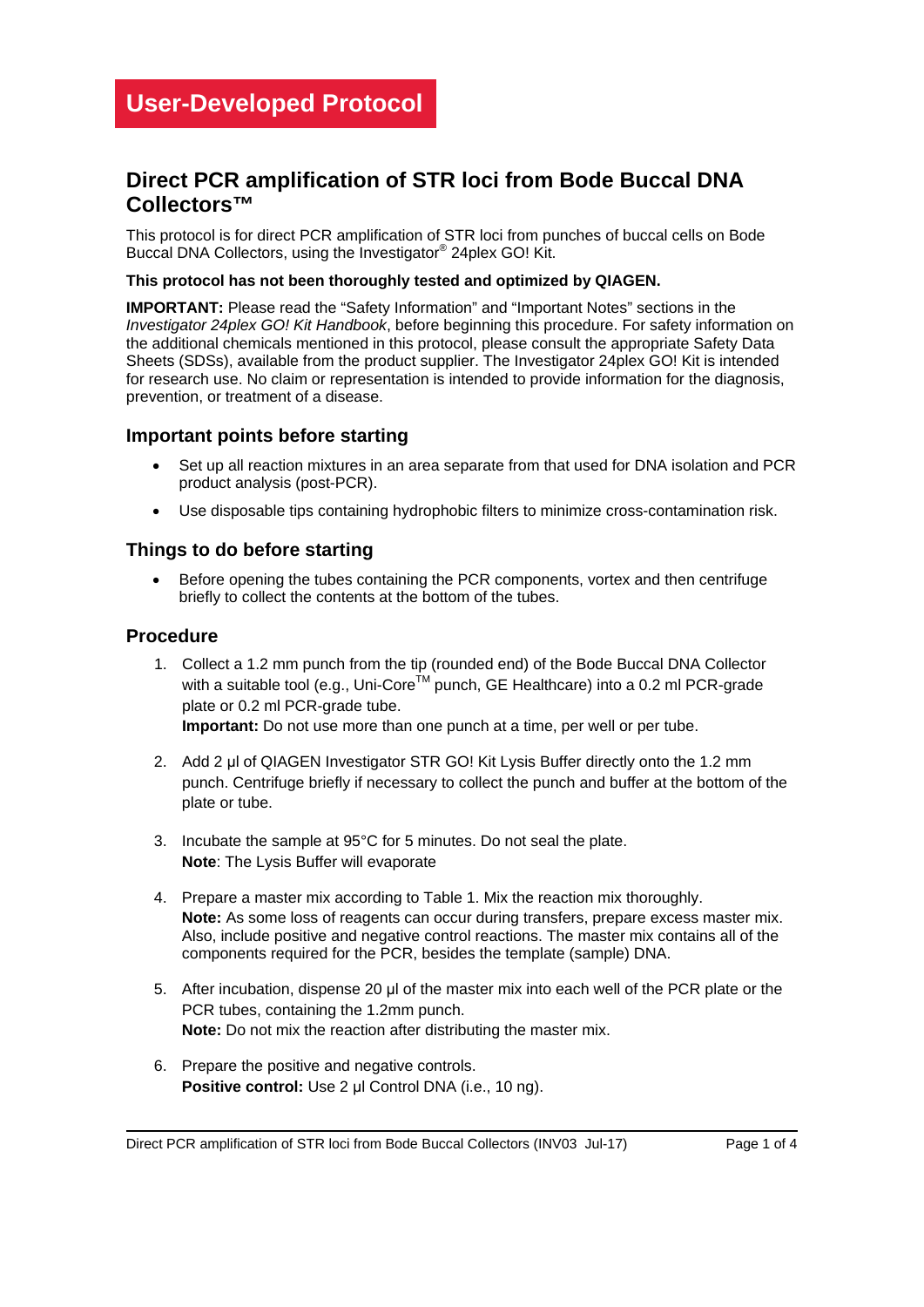# User-Developed Protocol

## Direct PCR amplification of STR loci from Bode Buccal DNA Collectors™

This protocol is for direct PCR amplification of STR loci from punches of buccal cells on Bode Buccal DNA Collectors, using the Investigator® 24plex GO! Kit.

**This protocol has not been thoroughly tested and optimized by QIAGEN.**

**IMPORTANT:** Please read the "Safety Information" and "Important Notes" sections in the *Investigator 24plex GO! Kit Handbook*, before beginning this procedure. For safety information on the additional chemicals mentioned in this protocol, please consult the appropriate Safety Data Sheets (SDSs), available from the product supplier. The Investigator 24plex GO! Kit is intended for research use. No claim or representation is intended to provide information for the diagnosis, prevention, or treatment of a disease.

### Important points before starting

- Set up all reaction mixtures in an area separate from that used for DNA isolation and PCR product analysis (post-PCR).
- Use disposable tips containing hydrophobic filters to minimize cross-contamination risk.

### Things to do before starting

- Before opening the tubes containing the PCR components, vortex and then centrifuge briefly to collect the contents at the bottom of the tubes.

### Procedure

1. Collect a 1.2 mm punch from the tip (rounded end) of the Bode Buccal DNA Collector with a suitable tool (e.g., Uni-Core™ punch, GE Healthcare) into a 0.2 ml PCR-grade plate or 0.2 ml PCR-grade tube.
   **Important:** Do not use more than one punch at a time, per well or per tube.

2. Add 2 µl of QIAGEN Investigator STR GO! Kit Lysis Buffer directly onto the 1.2 mm punch. Centrifuge briefly if necessary to collect the punch and buffer at the bottom of the plate or tube.

3. Incubate the sample at 95°C for 5 minutes. Do not seal the plate.
   **Note**: The Lysis Buffer will evaporate

4. Prepare a master mix according to Table 1. Mix the reaction mix thoroughly.
   **Note:** As some loss of reagents can occur during transfers, prepare excess master mix. Also, include positive and negative control reactions. The master mix contains all of the components required for the PCR, besides the template (sample) DNA.

5. After incubation, dispense 20 µl of the master mix into each well of the PCR plate or the PCR tubes, containing the 1.2mm punch.
   **Note:** Do not mix the reaction after distributing the master mix.

6. Prepare the positive and negative controls.
   **Positive control:** Use 2 µl Control DNA (i.e., 10 ng).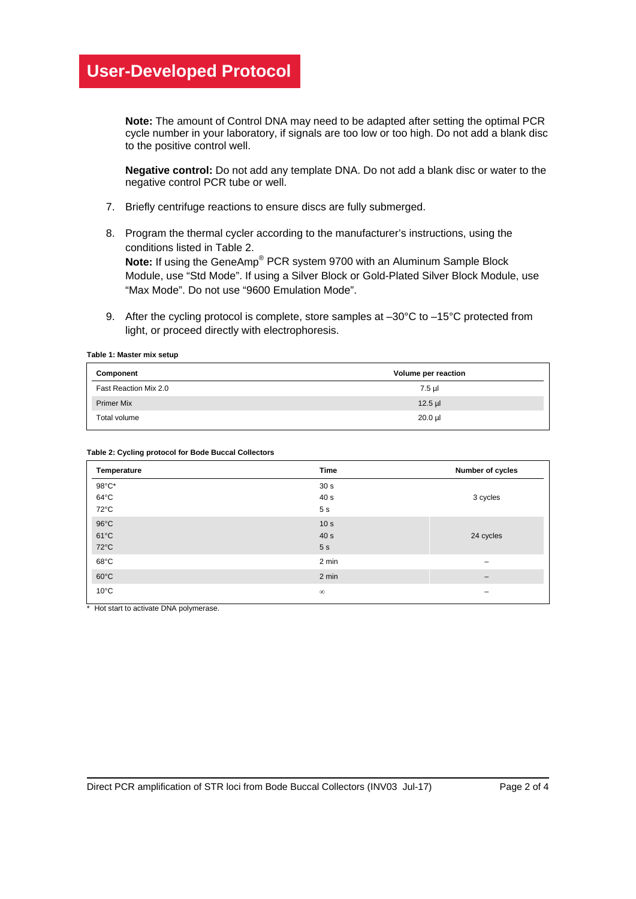# User-Developed Protocol

**Note:** The amount of Control DNA may need to be adapted after setting the optimal PCR cycle number in your laboratory, if signals are too low or too high. Do not add a blank disc to the positive control well.

**Negative control:** Do not add any template DNA. Do not add a blank disc or water to the negative control PCR tube or well.

7. Briefly centrifuge reactions to ensure discs are fully submerged.
8. Program the thermal cycler according to the manufacturer's instructions, using the conditions listed in Table 2.
   **Note:** If using the GeneAmp® PCR system 9700 with an Aluminum Sample Block Module, use "Std Mode". If using a Silver Block or Gold-Plated Silver Block Module, use "Max Mode". Do not use "9600 Emulation Mode".
9. After the cycling protocol is complete, store samples at –30°C to –15°C protected from light, or proceed directly with electrophoresis.

**Table 1: Master mix setup**

| Component | Volume per reaction |
|---|---|
| Fast Reaction Mix 2.0 | 7.5 µl |
| Primer Mix | 12.5 µl |
| Total volume | 20.0 µl |

**Table 2: Cycling protocol for Bode Buccal Collectors**

| Temperature | Time | Number of cycles |
|---|---|---|
| 98°C*<br>64°C<br>72°C | 30 s<br>40 s<br>5 s | 3 cycles |
| 96°C<br>61°C<br>72°C | 10 s<br>40 s<br>5 s | 24 cycles |
| 68°C | 2 min | – |
| 60°C | 2 min | – |
| 10°C | ∞ | – |

\* Hot start to activate DNA polymerase.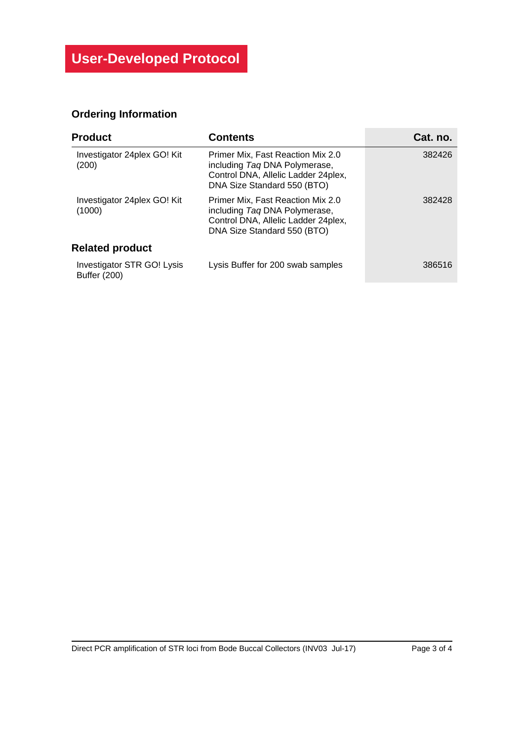**User-Developed Protocol**

## Ordering Information

| Product | Contents | Cat. no. |
|---|---|---|
| Investigator 24plex GO! Kit (200) | Primer Mix, Fast Reaction Mix 2.0 including *Taq* DNA Polymerase, Control DNA, Allelic Ladder 24plex, DNA Size Standard 550 (BTO) | 382426 |
| Investigator 24plex GO! Kit (1000) | Primer Mix, Fast Reaction Mix 2.0 including *Taq* DNA Polymerase, Control DNA, Allelic Ladder 24plex, DNA Size Standard 550 (BTO) | 382428 |
| **Related product** | | |
| Investigator STR GO! Lysis Buffer (200) | Lysis Buffer for 200 swab samples | 386516 |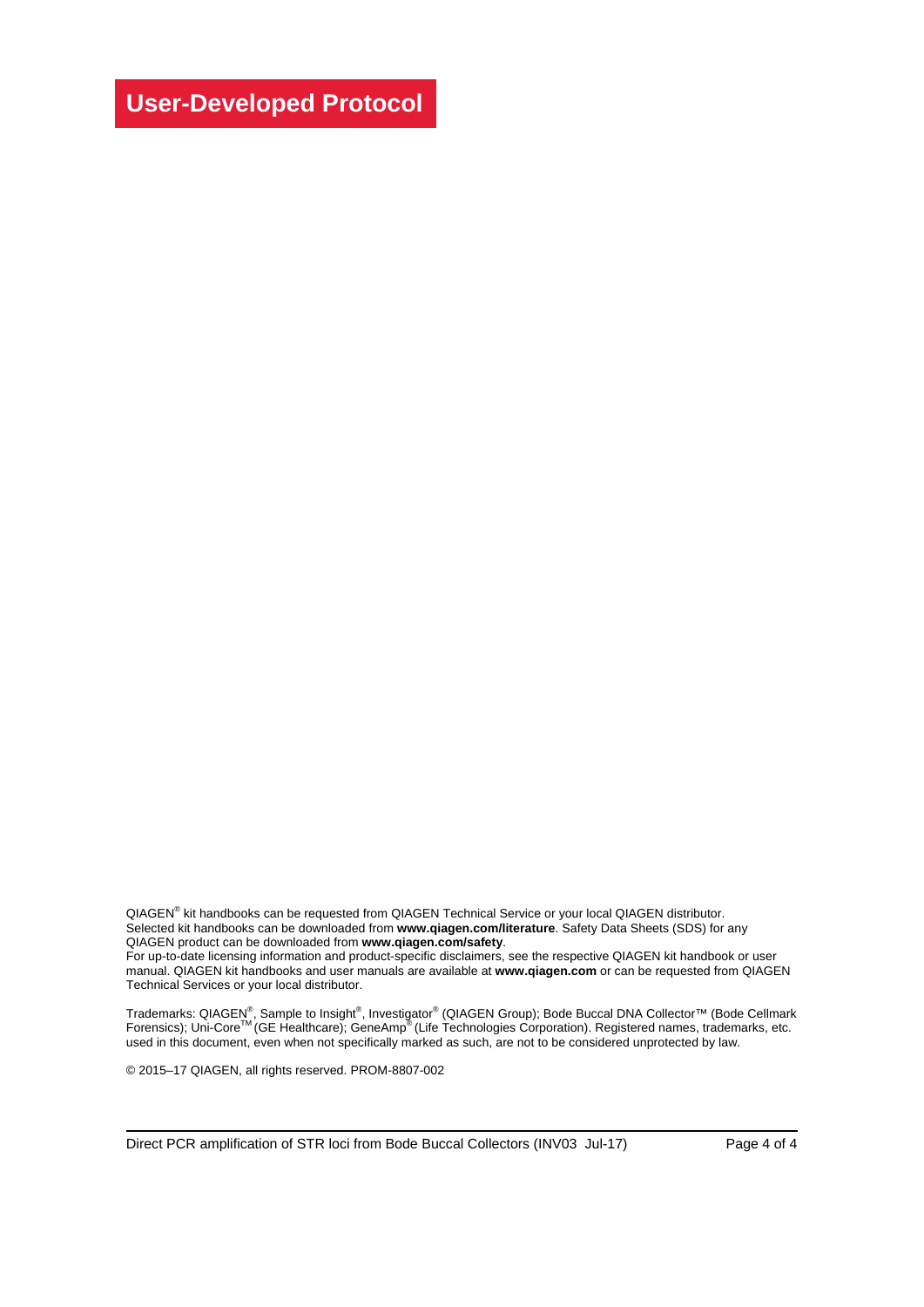# User-Developed Protocol

QIAGEN® kit handbooks can be requested from QIAGEN Technical Service or your local QIAGEN distributor. Selected kit handbooks can be downloaded from **www.qiagen.com/literature**. Safety Data Sheets (SDS) for any QIAGEN product can be downloaded from **www.qiagen.com/safety**.
For up-to-date licensing information and product-specific disclaimers, see the respective QIAGEN kit handbook or user manual. QIAGEN kit handbooks and user manuals are available at **www.qiagen.com** or can be requested from QIAGEN Technical Services or your local distributor.

Trademarks: QIAGEN®, Sample to Insight®, Investigator® (QIAGEN Group); Bode Buccal DNA Collector™ (Bode Cellmark Forensics); Uni-Core™ (GE Healthcare); GeneAmp® (Life Technologies Corporation). Registered names, trademarks, etc. used in this document, even when not specifically marked as such, are not to be considered unprotected by law.

© 2015–17 QIAGEN, all rights reserved. PROM-8807-002